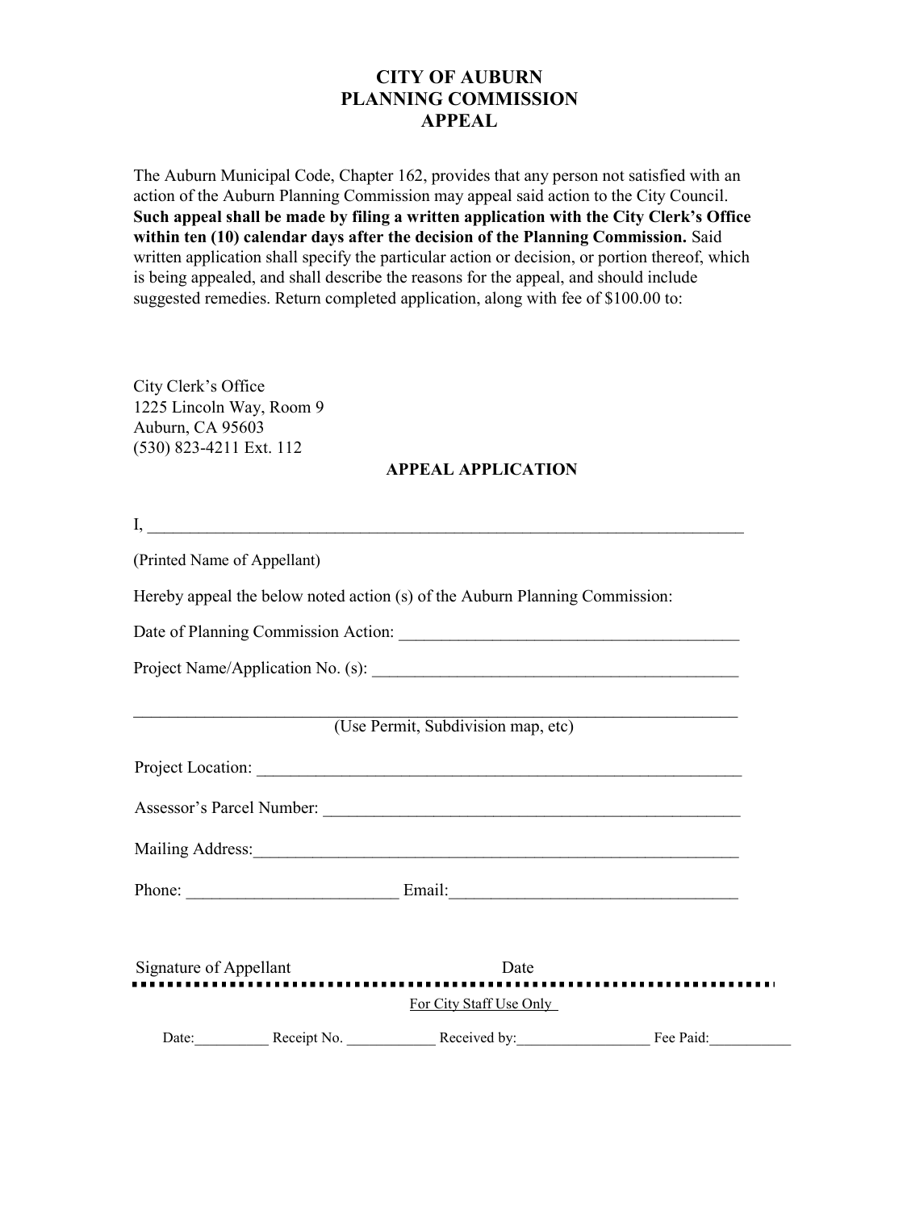# CITY OF AUBURN
# PLANNING COMMISSION
# APPEAL

The Auburn Municipal Code, Chapter 162, provides that any person not satisfied with an action of the Auburn Planning Commission may appeal said action to the City Council. **Such appeal shall be made by filing a written application with the City Clerk's Office within ten (10) calendar days after the decision of the Planning Commission.** Said written application shall specify the particular action or decision, or portion thereof, which is being appealed, and shall describe the reasons for the appeal, and should include suggested remedies. Return completed application, along with fee of $100.00 to:

City Clerk's Office
1225 Lincoln Way, Room 9
Auburn, CA 95603
(530) 823-4211 Ext. 112

## APPEAL APPLICATION

I, ___________________________________________________________________________

(Printed Name of Appellant)

Hereby appeal the below noted action (s) of the Auburn Planning Commission:

Date of Planning Commission Action: ________________________________________

Project Name/Application No. (s): ____________________________________________

_____________________________________________________________________________

(Use Permit, Subdivision map, etc)

Project Location: _________________________________________________________

Assessor's Parcel Number: __________________________________________________

Mailing Address:__________________________________________________________

Phone: ________________________ Email:_________________________________

Signature of Appellant Date

---

For City Staff Use Only

Date:__________ Receipt No. ____________ Received by:__________________ Fee Paid:___________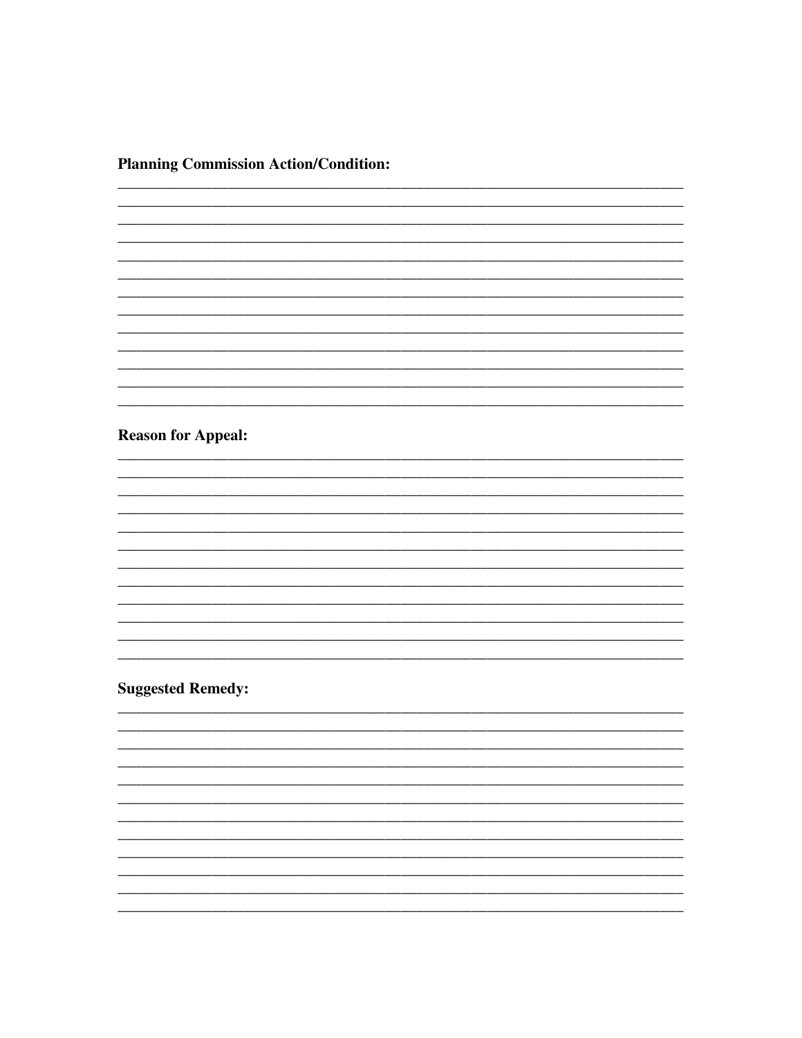**Planning Commission Action/Condition:**

\_\_\_\_\_\_\_\_\_\_\_\_\_\_\_\_\_\_\_\_\_\_\_\_\_\_\_\_\_\_\_\_\_\_\_\_\_\_\_\_\_\_\_\_\_\_\_\_\_\_\_\_\_\_\_\_\_\_\_\_\_\_\_\_\_\_\_\_\_\_\_\_
\_\_\_\_\_\_\_\_\_\_\_\_\_\_\_\_\_\_\_\_\_\_\_\_\_\_\_\_\_\_\_\_\_\_\_\_\_\_\_\_\_\_\_\_\_\_\_\_\_\_\_\_\_\_\_\_\_\_\_\_\_\_\_\_\_\_\_\_\_\_\_\_
\_\_\_\_\_\_\_\_\_\_\_\_\_\_\_\_\_\_\_\_\_\_\_\_\_\_\_\_\_\_\_\_\_\_\_\_\_\_\_\_\_\_\_\_\_\_\_\_\_\_\_\_\_\_\_\_\_\_\_\_\_\_\_\_\_\_\_\_\_\_\_\_
\_\_\_\_\_\_\_\_\_\_\_\_\_\_\_\_\_\_\_\_\_\_\_\_\_\_\_\_\_\_\_\_\_\_\_\_\_\_\_\_\_\_\_\_\_\_\_\_\_\_\_\_\_\_\_\_\_\_\_\_\_\_\_\_\_\_\_\_\_\_\_\_
\_\_\_\_\_\_\_\_\_\_\_\_\_\_\_\_\_\_\_\_\_\_\_\_\_\_\_\_\_\_\_\_\_\_\_\_\_\_\_\_\_\_\_\_\_\_\_\_\_\_\_\_\_\_\_\_\_\_\_\_\_\_\_\_\_\_\_\_\_\_\_\_
\_\_\_\_\_\_\_\_\_\_\_\_\_\_\_\_\_\_\_\_\_\_\_\_\_\_\_\_\_\_\_\_\_\_\_\_\_\_\_\_\_\_\_\_\_\_\_\_\_\_\_\_\_\_\_\_\_\_\_\_\_\_\_\_\_\_\_\_\_\_\_\_
\_\_\_\_\_\_\_\_\_\_\_\_\_\_\_\_\_\_\_\_\_\_\_\_\_\_\_\_\_\_\_\_\_\_\_\_\_\_\_\_\_\_\_\_\_\_\_\_\_\_\_\_\_\_\_\_\_\_\_\_\_\_\_\_\_\_\_\_\_\_\_\_
\_\_\_\_\_\_\_\_\_\_\_\_\_\_\_\_\_\_\_\_\_\_\_\_\_\_\_\_\_\_\_\_\_\_\_\_\_\_\_\_\_\_\_\_\_\_\_\_\_\_\_\_\_\_\_\_\_\_\_\_\_\_\_\_\_\_\_\_\_\_\_\_
\_\_\_\_\_\_\_\_\_\_\_\_\_\_\_\_\_\_\_\_\_\_\_\_\_\_\_\_\_\_\_\_\_\_\_\_\_\_\_\_\_\_\_\_\_\_\_\_\_\_\_\_\_\_\_\_\_\_\_\_\_\_\_\_\_\_\_\_\_\_\_\_
\_\_\_\_\_\_\_\_\_\_\_\_\_\_\_\_\_\_\_\_\_\_\_\_\_\_\_\_\_\_\_\_\_\_\_\_\_\_\_\_\_\_\_\_\_\_\_\_\_\_\_\_\_\_\_\_\_\_\_\_\_\_\_\_\_\_\_\_\_\_\_\_
\_\_\_\_\_\_\_\_\_\_\_\_\_\_\_\_\_\_\_\_\_\_\_\_\_\_\_\_\_\_\_\_\_\_\_\_\_\_\_\_\_\_\_\_\_\_\_\_\_\_\_\_\_\_\_\_\_\_\_\_\_\_\_\_\_\_\_\_\_\_\_\_
\_\_\_\_\_\_\_\_\_\_\_\_\_\_\_\_\_\_\_\_\_\_\_\_\_\_\_\_\_\_\_\_\_\_\_\_\_\_\_\_\_\_\_\_\_\_\_\_\_\_\_\_\_\_\_\_\_\_\_\_\_\_\_\_\_\_\_\_\_\_\_\_
\_\_\_\_\_\_\_\_\_\_\_\_\_\_\_\_\_\_\_\_\_\_\_\_\_\_\_\_\_\_\_\_\_\_\_\_\_\_\_\_\_\_\_\_\_\_\_\_\_\_\_\_\_\_\_\_\_\_\_\_\_\_\_\_\_\_\_\_\_\_\_\_

**Reason for Appeal:**

\_\_\_\_\_\_\_\_\_\_\_\_\_\_\_\_\_\_\_\_\_\_\_\_\_\_\_\_\_\_\_\_\_\_\_\_\_\_\_\_\_\_\_\_\_\_\_\_\_\_\_\_\_\_\_\_\_\_\_\_\_\_\_\_\_\_\_\_\_\_\_\_
\_\_\_\_\_\_\_\_\_\_\_\_\_\_\_\_\_\_\_\_\_\_\_\_\_\_\_\_\_\_\_\_\_\_\_\_\_\_\_\_\_\_\_\_\_\_\_\_\_\_\_\_\_\_\_\_\_\_\_\_\_\_\_\_\_\_\_\_\_\_\_\_
\_\_\_\_\_\_\_\_\_\_\_\_\_\_\_\_\_\_\_\_\_\_\_\_\_\_\_\_\_\_\_\_\_\_\_\_\_\_\_\_\_\_\_\_\_\_\_\_\_\_\_\_\_\_\_\_\_\_\_\_\_\_\_\_\_\_\_\_\_\_\_\_
\_\_\_\_\_\_\_\_\_\_\_\_\_\_\_\_\_\_\_\_\_\_\_\_\_\_\_\_\_\_\_\_\_\_\_\_\_\_\_\_\_\_\_\_\_\_\_\_\_\_\_\_\_\_\_\_\_\_\_\_\_\_\_\_\_\_\_\_\_\_\_\_
\_\_\_\_\_\_\_\_\_\_\_\_\_\_\_\_\_\_\_\_\_\_\_\_\_\_\_\_\_\_\_\_\_\_\_\_\_\_\_\_\_\_\_\_\_\_\_\_\_\_\_\_\_\_\_\_\_\_\_\_\_\_\_\_\_\_\_\_\_\_\_\_
\_\_\_\_\_\_\_\_\_\_\_\_\_\_\_\_\_\_\_\_\_\_\_\_\_\_\_\_\_\_\_\_\_\_\_\_\_\_\_\_\_\_\_\_\_\_\_\_\_\_\_\_\_\_\_\_\_\_\_\_\_\_\_\_\_\_\_\_\_\_\_\_
\_\_\_\_\_\_\_\_\_\_\_\_\_\_\_\_\_\_\_\_\_\_\_\_\_\_\_\_\_\_\_\_\_\_\_\_\_\_\_\_\_\_\_\_\_\_\_\_\_\_\_\_\_\_\_\_\_\_\_\_\_\_\_\_\_\_\_\_\_\_\_\_
\_\_\_\_\_\_\_\_\_\_\_\_\_\_\_\_\_\_\_\_\_\_\_\_\_\_\_\_\_\_\_\_\_\_\_\_\_\_\_\_\_\_\_\_\_\_\_\_\_\_\_\_\_\_\_\_\_\_\_\_\_\_\_\_\_\_\_\_\_\_\_\_
\_\_\_\_\_\_\_\_\_\_\_\_\_\_\_\_\_\_\_\_\_\_\_\_\_\_\_\_\_\_\_\_\_\_\_\_\_\_\_\_\_\_\_\_\_\_\_\_\_\_\_\_\_\_\_\_\_\_\_\_\_\_\_\_\_\_\_\_\_\_\_\_
\_\_\_\_\_\_\_\_\_\_\_\_\_\_\_\_\_\_\_\_\_\_\_\_\_\_\_\_\_\_\_\_\_\_\_\_\_\_\_\_\_\_\_\_\_\_\_\_\_\_\_\_\_\_\_\_\_\_\_\_\_\_\_\_\_\_\_\_\_\_\_\_
\_\_\_\_\_\_\_\_\_\_\_\_\_\_\_\_\_\_\_\_\_\_\_\_\_\_\_\_\_\_\_\_\_\_\_\_\_\_\_\_\_\_\_\_\_\_\_\_\_\_\_\_\_\_\_\_\_\_\_\_\_\_\_\_\_\_\_\_\_\_\_\_
\_\_\_\_\_\_\_\_\_\_\_\_\_\_\_\_\_\_\_\_\_\_\_\_\_\_\_\_\_\_\_\_\_\_\_\_\_\_\_\_\_\_\_\_\_\_\_\_\_\_\_\_\_\_\_\_\_\_\_\_\_\_\_\_\_\_\_\_\_\_\_\_

**Suggested Remedy:**

\_\_\_\_\_\_\_\_\_\_\_\_\_\_\_\_\_\_\_\_\_\_\_\_\_\_\_\_\_\_\_\_\_\_\_\_\_\_\_\_\_\_\_\_\_\_\_\_\_\_\_\_\_\_\_\_\_\_\_\_\_\_\_\_\_\_\_\_\_\_\_\_
\_\_\_\_\_\_\_\_\_\_\_\_\_\_\_\_\_\_\_\_\_\_\_\_\_\_\_\_\_\_\_\_\_\_\_\_\_\_\_\_\_\_\_\_\_\_\_\_\_\_\_\_\_\_\_\_\_\_\_\_\_\_\_\_\_\_\_\_\_\_\_\_
\_\_\_\_\_\_\_\_\_\_\_\_\_\_\_\_\_\_\_\_\_\_\_\_\_\_\_\_\_\_\_\_\_\_\_\_\_\_\_\_\_\_\_\_\_\_\_\_\_\_\_\_\_\_\_\_\_\_\_\_\_\_\_\_\_\_\_\_\_\_\_\_
\_\_\_\_\_\_\_\_\_\_\_\_\_\_\_\_\_\_\_\_\_\_\_\_\_\_\_\_\_\_\_\_\_\_\_\_\_\_\_\_\_\_\_\_\_\_\_\_\_\_\_\_\_\_\_\_\_\_\_\_\_\_\_\_\_\_\_\_\_\_\_\_
\_\_\_\_\_\_\_\_\_\_\_\_\_\_\_\_\_\_\_\_\_\_\_\_\_\_\_\_\_\_\_\_\_\_\_\_\_\_\_\_\_\_\_\_\_\_\_\_\_\_\_\_\_\_\_\_\_\_\_\_\_\_\_\_\_\_\_\_\_\_\_\_
\_\_\_\_\_\_\_\_\_\_\_\_\_\_\_\_\_\_\_\_\_\_\_\_\_\_\_\_\_\_\_\_\_\_\_\_\_\_\_\_\_\_\_\_\_\_\_\_\_\_\_\_\_\_\_\_\_\_\_\_\_\_\_\_\_\_\_\_\_\_\_\_
\_\_\_\_\_\_\_\_\_\_\_\_\_\_\_\_\_\_\_\_\_\_\_\_\_\_\_\_\_\_\_\_\_\_\_\_\_\_\_\_\_\_\_\_\_\_\_\_\_\_\_\_\_\_\_\_\_\_\_\_\_\_\_\_\_\_\_\_\_\_\_\_
\_\_\_\_\_\_\_\_\_\_\_\_\_\_\_\_\_\_\_\_\_\_\_\_\_\_\_\_\_\_\_\_\_\_\_\_\_\_\_\_\_\_\_\_\_\_\_\_\_\_\_\_\_\_\_\_\_\_\_\_\_\_\_\_\_\_\_\_\_\_\_\_
\_\_\_\_\_\_\_\_\_\_\_\_\_\_\_\_\_\_\_\_\_\_\_\_\_\_\_\_\_\_\_\_\_\_\_\_\_\_\_\_\_\_\_\_\_\_\_\_\_\_\_\_\_\_\_\_\_\_\_\_\_\_\_\_\_\_\_\_\_\_\_\_
\_\_\_\_\_\_\_\_\_\_\_\_\_\_\_\_\_\_\_\_\_\_\_\_\_\_\_\_\_\_\_\_\_\_\_\_\_\_\_\_\_\_\_\_\_\_\_\_\_\_\_\_\_\_\_\_\_\_\_\_\_\_\_\_\_\_\_\_\_\_\_\_
\_\_\_\_\_\_\_\_\_\_\_\_\_\_\_\_\_\_\_\_\_\_\_\_\_\_\_\_\_\_\_\_\_\_\_\_\_\_\_\_\_\_\_\_\_\_\_\_\_\_\_\_\_\_\_\_\_\_\_\_\_\_\_\_\_\_\_\_\_\_\_\_
\_\_\_\_\_\_\_\_\_\_\_\_\_\_\_\_\_\_\_\_\_\_\_\_\_\_\_\_\_\_\_\_\_\_\_\_\_\_\_\_\_\_\_\_\_\_\_\_\_\_\_\_\_\_\_\_\_\_\_\_\_\_\_\_\_\_\_\_\_\_\_\_